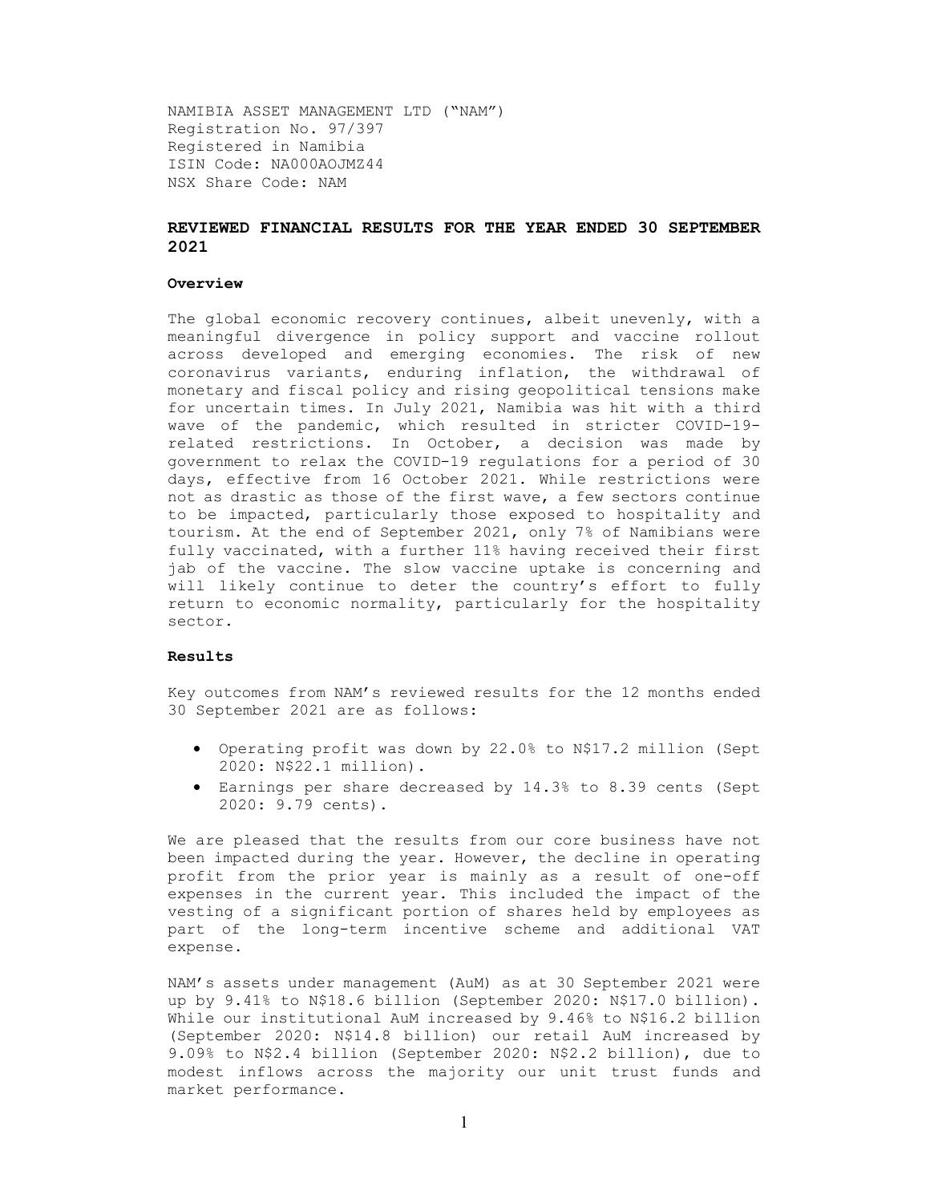NAMIBIA ASSET MANAGEMENT LTD ("NAM")
Registration No. 97/397
Registered in Namibia
ISIN Code: NA000AOJMZ44
NSX Share Code: NAM

## REVIEWED FINANCIAL RESULTS FOR THE YEAR ENDED 30 SEPTEMBER 2021

### Overview

The global economic recovery continues, albeit unevenly, with a meaningful divergence in policy support and vaccine rollout across developed and emerging economies. The risk of new coronavirus variants, enduring inflation, the withdrawal of monetary and fiscal policy and rising geopolitical tensions make for uncertain times. In July 2021, Namibia was hit with a third wave of the pandemic, which resulted in stricter COVID-19-related restrictions. In October, a decision was made by government to relax the COVID-19 regulations for a period of 30 days, effective from 16 October 2021. While restrictions were not as drastic as those of the first wave, a few sectors continue to be impacted, particularly those exposed to hospitality and tourism. At the end of September 2021, only 7% of Namibians were fully vaccinated, with a further 11% having received their first jab of the vaccine. The slow vaccine uptake is concerning and will likely continue to deter the country's effort to fully return to economic normality, particularly for the hospitality sector.

### Results

Key outcomes from NAM's reviewed results for the 12 months ended 30 September 2021 are as follows:

- Operating profit was down by 22.0% to N$17.2 million (Sept 2020: N$22.1 million).
- Earnings per share decreased by 14.3% to 8.39 cents (Sept 2020: 9.79 cents).

We are pleased that the results from our core business have not been impacted during the year. However, the decline in operating profit from the prior year is mainly as a result of one-off expenses in the current year. This included the impact of the vesting of a significant portion of shares held by employees as part of the long-term incentive scheme and additional VAT expense.

NAM's assets under management (AuM) as at 30 September 2021 were up by 9.41% to N$18.6 billion (September 2020: N$17.0 billion). While our institutional AuM increased by 9.46% to N$16.2 billion (September 2020: N$14.8 billion) our retail AuM increased by 9.09% to N$2.4 billion (September 2020: N$2.2 billion), due to modest inflows across the majority our unit trust funds and market performance.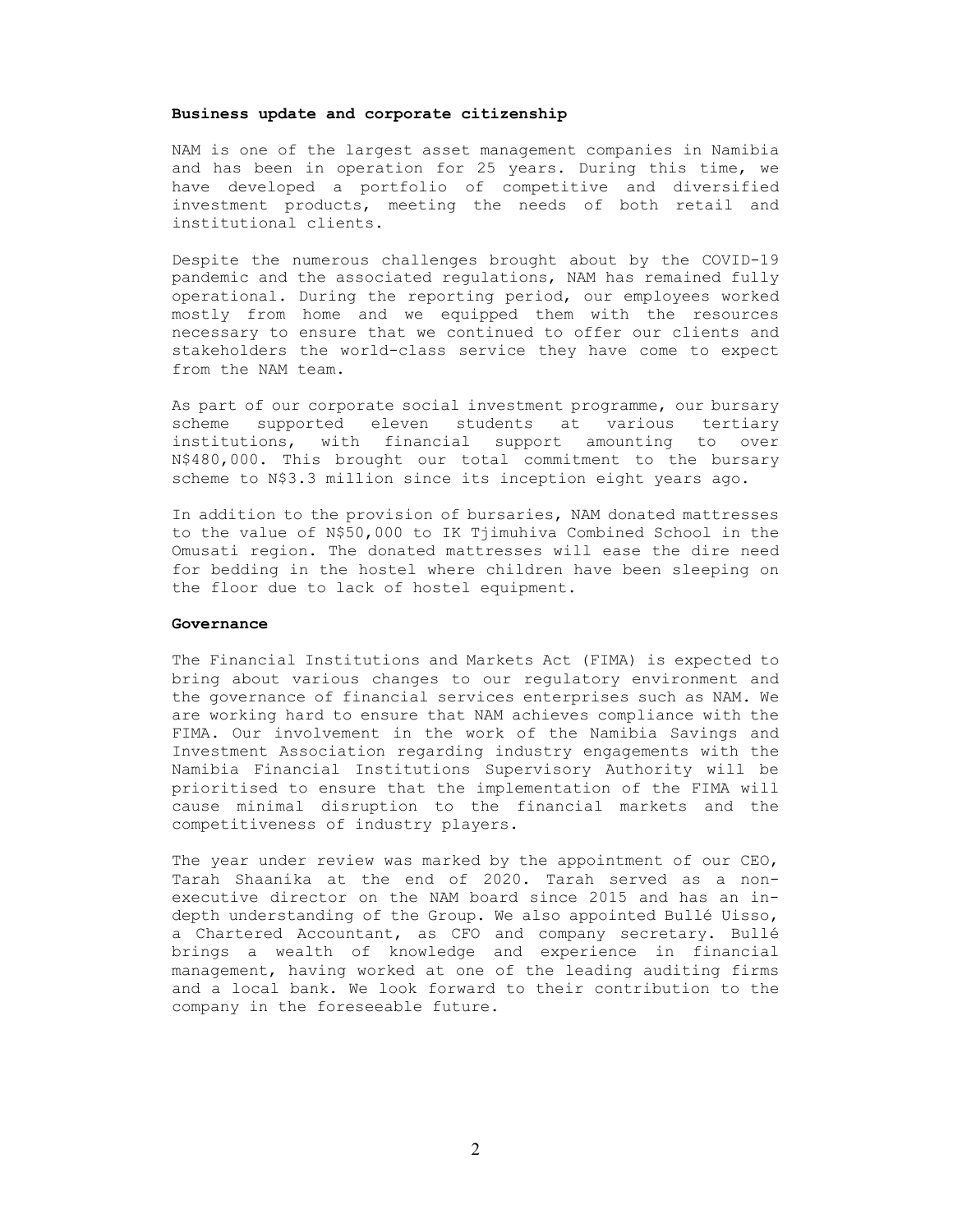## Business update and corporate citizenship

NAM is one of the largest asset management companies in Namibia and has been in operation for 25 years. During this time, we have developed a portfolio of competitive and diversified investment products, meeting the needs of both retail and institutional clients.

Despite the numerous challenges brought about by the COVID-19 pandemic and the associated regulations, NAM has remained fully operational. During the reporting period, our employees worked mostly from home and we equipped them with the resources necessary to ensure that we continued to offer our clients and stakeholders the world-class service they have come to expect from the NAM team.

As part of our corporate social investment programme, our bursary scheme supported eleven students at various tertiary institutions, with financial support amounting to over N$480,000. This brought our total commitment to the bursary scheme to N$3.3 million since its inception eight years ago.

In addition to the provision of bursaries, NAM donated mattresses to the value of N$50,000 to IK Tjimuhiva Combined School in the Omusati region. The donated mattresses will ease the dire need for bedding in the hostel where children have been sleeping on the floor due to lack of hostel equipment.

## Governance

The Financial Institutions and Markets Act (FIMA) is expected to bring about various changes to our regulatory environment and the governance of financial services enterprises such as NAM. We are working hard to ensure that NAM achieves compliance with the FIMA. Our involvement in the work of the Namibia Savings and Investment Association regarding industry engagements with the Namibia Financial Institutions Supervisory Authority will be prioritised to ensure that the implementation of the FIMA will cause minimal disruption to the financial markets and the competitiveness of industry players.

The year under review was marked by the appointment of our CEO, Tarah Shaanika at the end of 2020. Tarah served as a non-executive director on the NAM board since 2015 and has an in-depth understanding of the Group. We also appointed Bullé Uisso, a Chartered Accountant, as CFO and company secretary. Bullé brings a wealth of knowledge and experience in financial management, having worked at one of the leading auditing firms and a local bank. We look forward to their contribution to the company in the foreseeable future.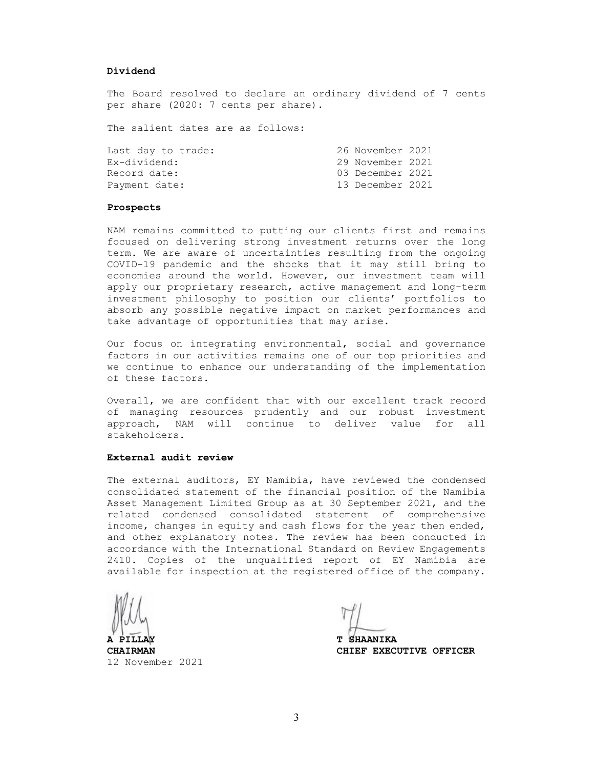**Dividend**

The Board resolved to declare an ordinary dividend of 7 cents per share (2020: 7 cents per share).

The salient dates are as follows:

| | |
|---|---|
| Last day to trade: | 26 November 2021 |
| Ex-dividend: | 29 November 2021 |
| Record date: | 03 December 2021 |
| Payment date: | 13 December 2021 |

**Prospects**

NAM remains committed to putting our clients first and remains focused on delivering strong investment returns over the long term. We are aware of uncertainties resulting from the ongoing COVID-19 pandemic and the shocks that it may still bring to economies around the world. However, our investment team will apply our proprietary research, active management and long-term investment philosophy to position our clients' portfolios to absorb any possible negative impact on market performances and take advantage of opportunities that may arise.

Our focus on integrating environmental, social and governance factors in our activities remains one of our top priorities and we continue to enhance our understanding of the implementation of these factors.

Overall, we are confident that with our excellent track record of managing resources prudently and our robust investment approach, NAM will continue to deliver value for all stakeholders.

**External audit review**

The external auditors, EY Namibia, have reviewed the condensed consolidated statement of the financial position of the Namibia Asset Management Limited Group as at 30 September 2021, and the related condensed consolidated statement of comprehensive income, changes in equity and cash flows for the year then ended, and other explanatory notes. The review has been conducted in accordance with the International Standard on Review Engagements 2410. Copies of the unqualified report of EY Namibia are available for inspection at the registered office of the company.

**A PILLAY**
**CHAIRMAN**
12 November 2021

**T SHAANIKA**
**CHIEF EXECUTIVE OFFICER**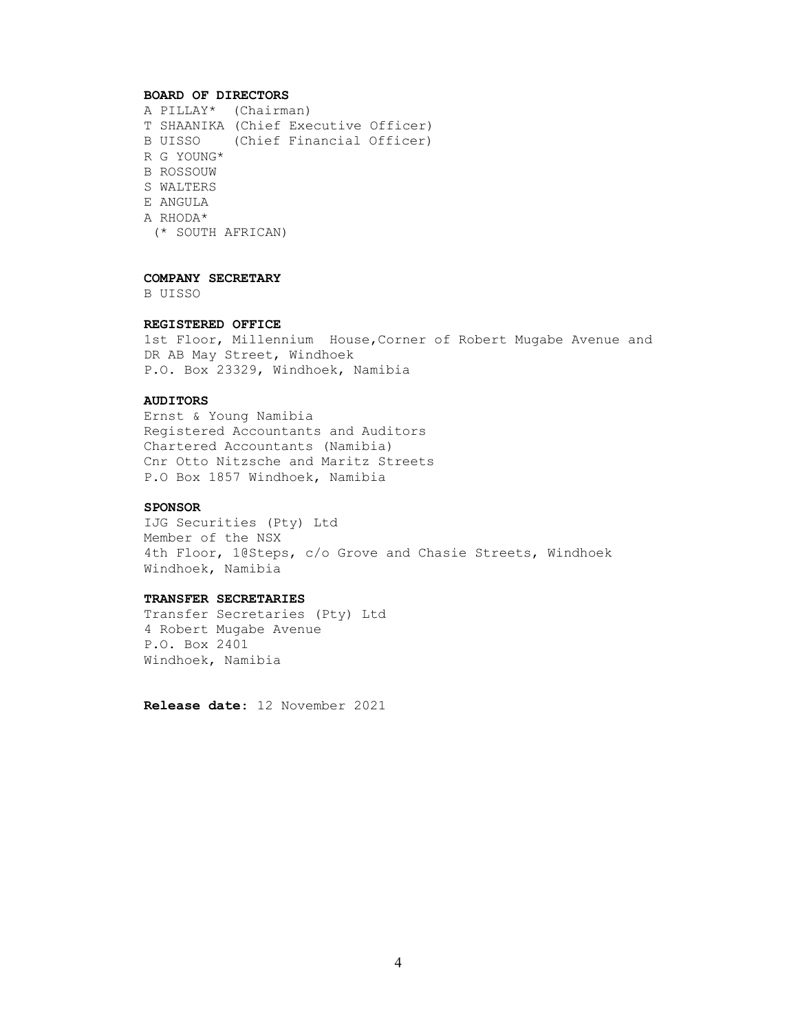**BOARD OF DIRECTORS**

A PILLAY* (Chairman)
T SHAANIKA (Chief Executive Officer)
B UISSO (Chief Financial Officer)
R G YOUNG*
B ROSSOUW
S WALTERS
E ANGULA
A RHODA*
(* SOUTH AFRICAN)

**COMPANY SECRETARY**

B UISSO

**REGISTERED OFFICE**

1st Floor, Millennium House,Corner of Robert Mugabe Avenue and DR AB May Street, Windhoek
P.O. Box 23329, Windhoek, Namibia

**AUDITORS**

Ernst & Young Namibia
Registered Accountants and Auditors
Chartered Accountants (Namibia)
Cnr Otto Nitzsche and Maritz Streets
P.O Box 1857 Windhoek, Namibia

**SPONSOR**

IJG Securities (Pty) Ltd
Member of the NSX
4th Floor, 1@Steps, c/o Grove and Chasie Streets, Windhoek
Windhoek, Namibia

**TRANSFER SECRETARIES**

Transfer Secretaries (Pty) Ltd
4 Robert Mugabe Avenue
P.O. Box 2401
Windhoek, Namibia

**Release date:** 12 November 2021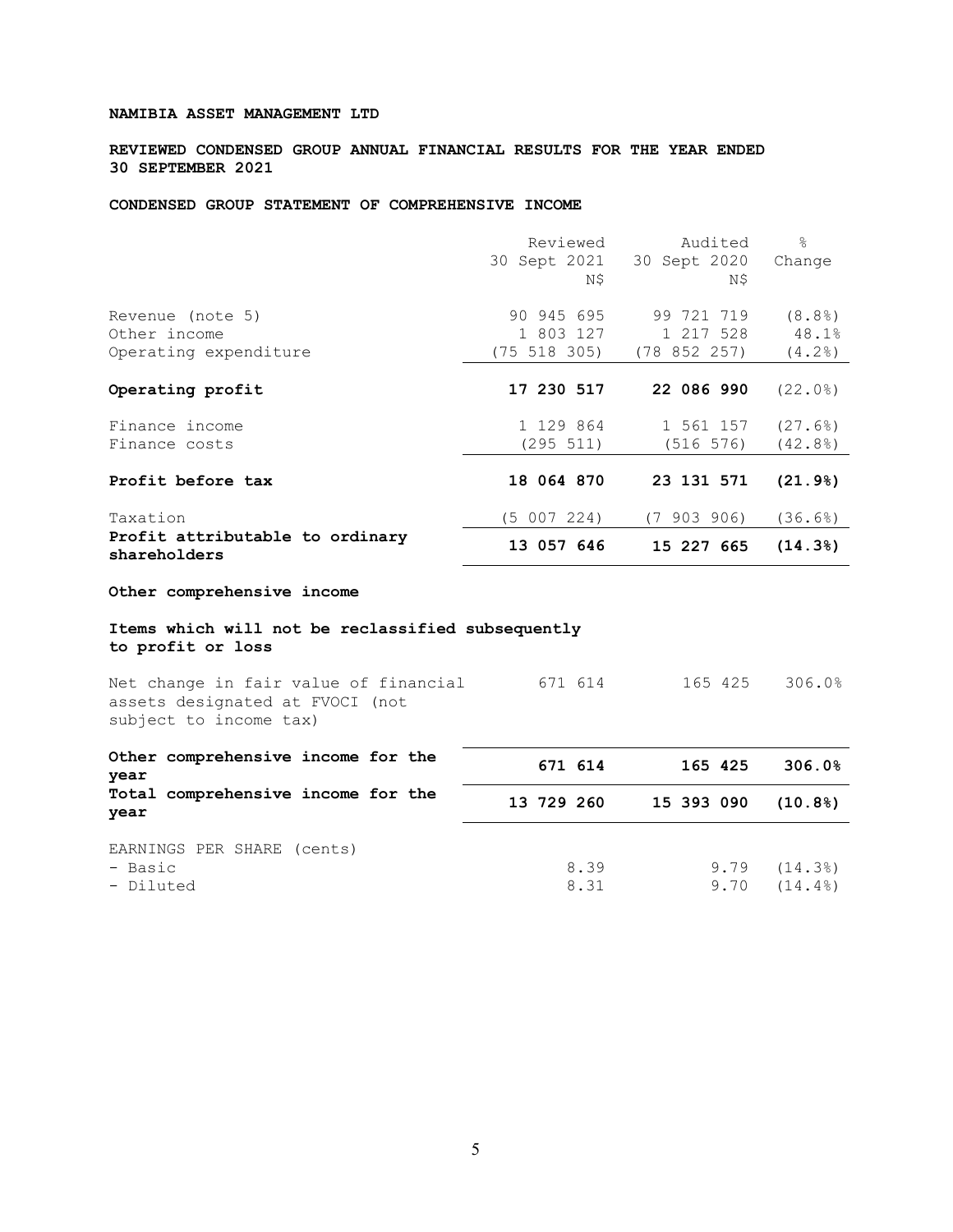**NAMIBIA ASSET MANAGEMENT LTD**

**REVIEWED CONDENSED GROUP ANNUAL FINANCIAL RESULTS FOR THE YEAR ENDED 30 SEPTEMBER 2021**

**CONDENSED GROUP STATEMENT OF COMPREHENSIVE INCOME**

| | Reviewed 30 Sept 2021 N$ | Audited 30 Sept 2020 N$ | % Change |
|---|---|---|---|
| Revenue (note 5) | 90 945 695 | 99 721 719 | (8.8%) |
| Other income | 1 803 127 | 1 217 528 | 48.1% |
| Operating expenditure | (75 518 305) | (78 852 257) | (4.2%) |
| **Operating profit** | **17 230 517** | **22 086 990** | (22.0%) |
| Finance income | 1 129 864 | 1 561 157 | (27.6%) |
| Finance costs | (295 511) | (516 576) | (42.8%) |
| **Profit before tax** | **18 064 870** | **23 131 571** | **(21.9%)** |
| Taxation | (5 007 224) | (7 903 906) | (36.6%) |
| **Profit attributable to ordinary shareholders** | **13 057 646** | **15 227 665** | **(14.3%)** |
| **Other comprehensive income** | | | |
| **Items which will not be reclassified subsequently to profit or loss** | | | |
| Net change in fair value of financial assets designated at FVOCI (not subject to income tax) | 671 614 | 165 425 | 306.0% |
| **Other comprehensive income for the year** | **671 614** | **165 425** | **306.0%** |
| **Total comprehensive income for the year** | **13 729 260** | **15 393 090** | **(10.8%)** |
| EARNINGS PER SHARE (cents) | | | |
| - Basic | 8.39 | 9.79 | (14.3%) |
| - Diluted | 8.31 | 9.70 | (14.4%) |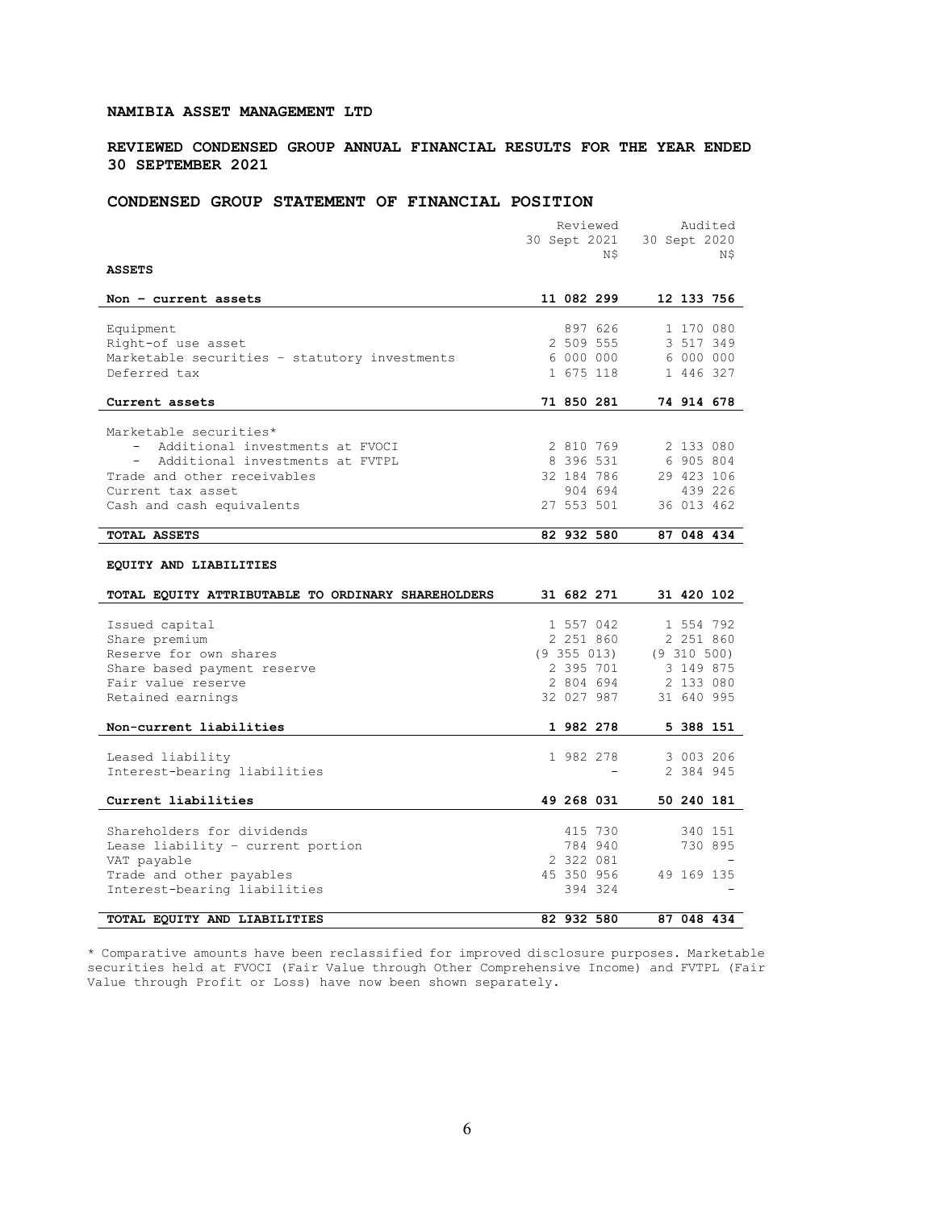**NAMIBIA ASSET MANAGEMENT LTD**

**REVIEWED CONDENSED GROUP ANNUAL FINANCIAL RESULTS FOR THE YEAR ENDED 30 SEPTEMBER 2021**

**CONDENSED GROUP STATEMENT OF FINANCIAL POSITION**

| | Reviewed<br>30 Sept 2021<br>N$ | Audited<br>30 Sept 2020<br>N$ |
|---|---|---|
| **ASSETS** | | |
| **Non – current assets** | **11 082 299** | **12 133 756** |
| Equipment | 897 626 | 1 170 080 |
| Right-of use asset | 2 509 555 | 3 517 349 |
| Marketable securities – statutory investments | 6 000 000 | 6 000 000 |
| Deferred tax | 1 675 118 | 1 446 327 |
| **Current assets** | **71 850 281** | **74 914 678** |
| Marketable securities* | | |
| - Additional investments at FVOCI | 2 810 769 | 2 133 080 |
| - Additional investments at FVTPL | 8 396 531 | 6 905 804 |
| Trade and other receivables | 32 184 786 | 29 423 106 |
| Current tax asset | 904 694 | 439 226 |
| Cash and cash equivalents | 27 553 501 | 36 013 462 |
| **TOTAL ASSETS** | **82 932 580** | **87 048 434** |
| **EQUITY AND LIABILITIES** | | |
| **TOTAL EQUITY ATTRIBUTABLE TO ORDINARY SHAREHOLDERS** | **31 682 271** | **31 420 102** |
| Issued capital | 1 557 042 | 1 554 792 |
| Share premium | 2 251 860 | 2 251 860 |
| Reserve for own shares | (9 355 013) | (9 310 500) |
| Share based payment reserve | 2 395 701 | 3 149 875 |
| Fair value reserve | 2 804 694 | 2 133 080 |
| Retained earnings | 32 027 987 | 31 640 995 |
| **Non-current liabilities** | **1 982 278** | **5 388 151** |
| Leased liability | 1 982 278 | 3 003 206 |
| Interest-bearing liabilities | - | 2 384 945 |
| **Current liabilities** | **49 268 031** | **50 240 181** |
| Shareholders for dividends | 415 730 | 340 151 |
| Lease liability – current portion | 784 940 | 730 895 |
| VAT payable | 2 322 081 | - |
| Trade and other payables | 45 350 956 | 49 169 135 |
| Interest-bearing liabilities | 394 324 | - |
| **TOTAL EQUITY AND LIABILITIES** | **82 932 580** | **87 048 434** |

* Comparative amounts have been reclassified for improved disclosure purposes. Marketable securities held at FVOCI (Fair Value through Other Comprehensive Income) and FVTPL (Fair Value through Profit or Loss) have now been shown separately.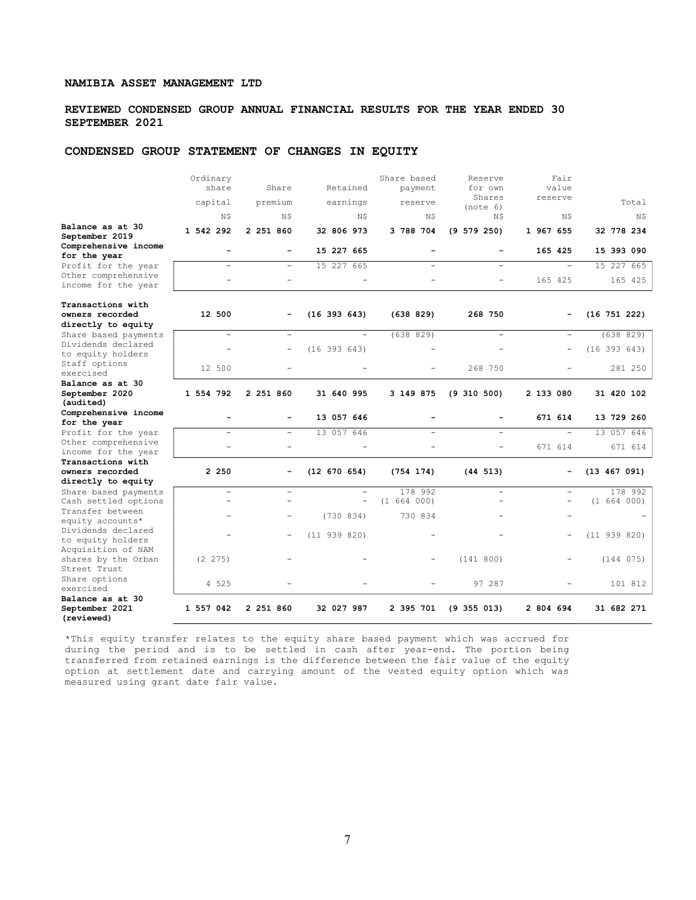**NAMIBIA ASSET MANAGEMENT LTD**

**REVIEWED CONDENSED GROUP ANNUAL FINANCIAL RESULTS FOR THE YEAR ENDED 30 SEPTEMBER 2021**

## CONDENSED GROUP STATEMENT OF CHANGES IN EQUITY

| | Ordinary share capital | Share premium | Retained earnings | Share based payment reserve | Reserve for own Shares (note 6) | Fair value reserve | Total |
|---|---|---|---|---|---|---|---|
| | N$ | N$ | N$ | N$ | N$ | N$ | N$ |
| **Balance as at 30 September 2019** | **1 542 292** | **2 251 860** | **32 806 973** | **3 788 704** | **(9 579 250)** | **1 967 655** | **32 778 234** |
| **Comprehensive income for the year** | **-** | **-** | **15 227 665** | **-** | **-** | **165 425** | **15 393 090** |
| Profit for the year | - | - | 15 227 665 | - | - | - | 15 227 665 |
| Other comprehensive income for the year | - | - | - | - | - | 165 425 | 165 425 |
| **Transactions with owners recorded directly to equity** | **12 500** | **-** | **(16 393 643)** | **(638 829)** | **268 750** | **-** | **(16 751 222)** |
| Share based payments | - | - | - | (638 829) | - | - | (638 829) |
| Dividends declared to equity holders | - | - | (16 393 643) | - | - | - | (16 393 643) |
| Staff options exercised | 12 500 | - | - | - | 268 750 | - | 281 250 |
| **Balance as at 30 September 2020 (audited)** | **1 554 792** | **2 251 860** | **31 640 995** | **3 149 875** | **(9 310 500)** | **2 133 080** | **31 420 102** |
| **Comprehensive income for the year** | **-** | **-** | **13 057 646** | **-** | **-** | **671 614** | **13 729 260** |
| Profit for the year | - | - | 13 057 646 | - | - | - | 13 057 646 |
| Other comprehensive income for the year | - | - | - | - | - | 671 614 | 671 614 |
| **Transactions with owners recorded directly to equity** | **2 250** | **-** | **(12 670 654)** | **(754 174)** | **(44 513)** | **-** | **(13 467 091)** |
| Share based payments | - | - | - | 178 992 | - | - | 178 992 |
| Cash settled options | - | - | - | (1 664 000) | - | - | (1 664 000) |
| Transfer between equity accounts* | - | - | (730 834) | 730 834 | - | - | - |
| Dividends declared to equity holders | - | - | (11 939 820) | - | - | - | (11 939 820) |
| Acquisition of NAM shares by the Orban Street Trust | (2 275) | - | - | - | (141 800) | - | (144 075) |
| Share options exercised | 4 525 | - | - | - | 97 287 | - | 101 812 |
| **Balance as at 30 September 2021 (reviewed)** | **1 557 042** | **2 251 860** | **32 027 987** | **2 395 701** | **(9 355 013)** | **2 804 694** | **31 682 271** |

*This equity transfer relates to the equity share based payment which was accrued for during the period and is to be settled in cash after year-end. The portion being transferred from retained earnings is the difference between the fair value of the equity option at settlement date and carrying amount of the vested equity option which was measured using grant date fair value.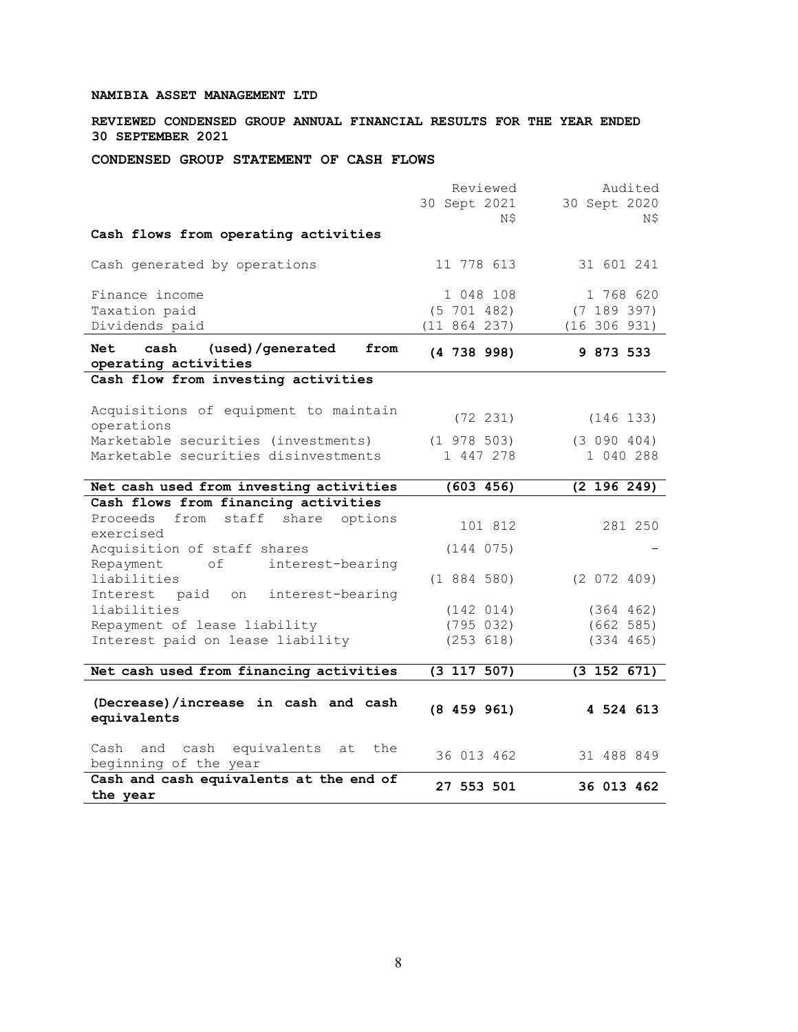**NAMIBIA ASSET MANAGEMENT LTD**

**REVIEWED CONDENSED GROUP ANNUAL FINANCIAL RESULTS FOR THE YEAR ENDED 30 SEPTEMBER 2021**

**CONDENSED GROUP STATEMENT OF CASH FLOWS**

| | Reviewed 30 Sept 2021 N$ | Audited 30 Sept 2020 N$ |
|---|---|---|
| **Cash flows from operating activities** | | |
| Cash generated by operations | 11 778 613 | 31 601 241 |
| Finance income | 1 048 108 | 1 768 620 |
| Taxation paid | (5 701 482) | (7 189 397) |
| Dividends paid | (11 864 237) | (16 306 931) |
| **Net cash (used)/generated from operating activities** | **(4 738 998)** | **9 873 533** |
| **Cash flow from investing activities** | | |
| Acquisitions of equipment to maintain operations | (72 231) | (146 133) |
| Marketable securities (investments) | (1 978 503) | (3 090 404) |
| Marketable securities disinvestments | 1 447 278 | 1 040 288 |
| **Net cash used from investing activities** | **(603 456)** | **(2 196 249)** |
| **Cash flows from financing activities** | | |
| Proceeds from staff share options exercised | 101 812 | 281 250 |
| Acquisition of staff shares | (144 075) | - |
| Repayment of interest-bearing liabilities | (1 884 580) | (2 072 409) |
| Interest paid on interest-bearing liabilities | (142 014) | (364 462) |
| Repayment of lease liability | (795 032) | (662 585) |
| Interest paid on lease liability | (253 618) | (334 465) |
| **Net cash used from financing activities** | **(3 117 507)** | **(3 152 671)** |
| **(Decrease)/increase in cash and cash equivalents** | **(8 459 961)** | **4 524 613** |
| Cash and cash equivalents at the beginning of the year | 36 013 462 | 31 488 849 |
| **Cash and cash equivalents at the end of the year** | **27 553 501** | **36 013 462** |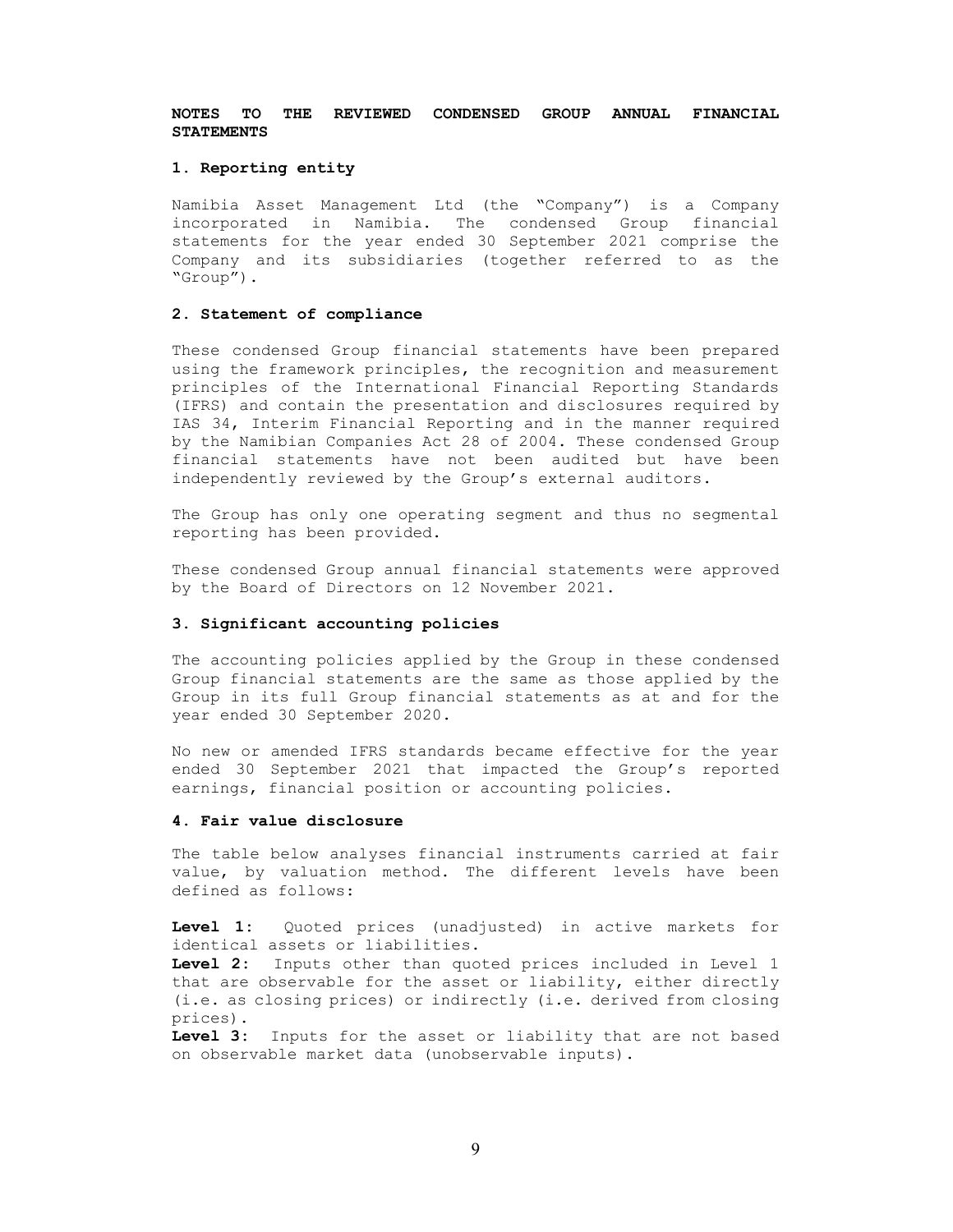# NOTES TO THE REVIEWED CONDENSED GROUP ANNUAL FINANCIAL STATEMENTS

## 1. Reporting entity

Namibia Asset Management Ltd (the "Company") is a Company incorporated in Namibia. The condensed Group financial statements for the year ended 30 September 2021 comprise the Company and its subsidiaries (together referred to as the "Group").

## 2. Statement of compliance

These condensed Group financial statements have been prepared using the framework principles, the recognition and measurement principles of the International Financial Reporting Standards (IFRS) and contain the presentation and disclosures required by IAS 34, Interim Financial Reporting and in the manner required by the Namibian Companies Act 28 of 2004. These condensed Group financial statements have not been audited but have been independently reviewed by the Group's external auditors.

The Group has only one operating segment and thus no segmental reporting has been provided.

These condensed Group annual financial statements were approved by the Board of Directors on 12 November 2021.

## 3. Significant accounting policies

The accounting policies applied by the Group in these condensed Group financial statements are the same as those applied by the Group in its full Group financial statements as at and for the year ended 30 September 2020.

No new or amended IFRS standards became effective for the year ended 30 September 2021 that impacted the Group's reported earnings, financial position or accounting policies.

## 4. Fair value disclosure

The table below analyses financial instruments carried at fair value, by valuation method. The different levels have been defined as follows:

**Level 1:** Quoted prices (unadjusted) in active markets for identical assets or liabilities.
**Level 2:** Inputs other than quoted prices included in Level 1 that are observable for the asset or liability, either directly (i.e. as closing prices) or indirectly (i.e. derived from closing prices).
**Level 3:** Inputs for the asset or liability that are not based on observable market data (unobservable inputs).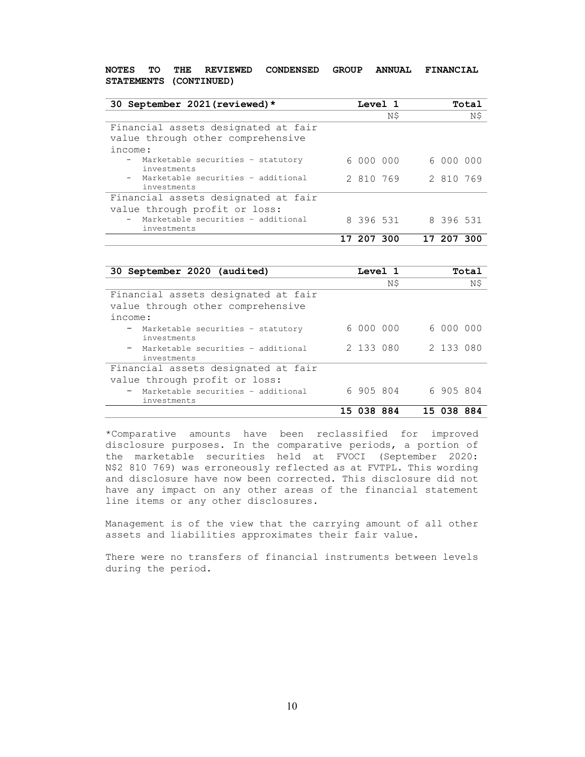**NOTES TO THE REVIEWED CONDENSED GROUP ANNUAL FINANCIAL STATEMENTS (CONTINUED)**

| 30 September 2021(reviewed)* | Level 1 | Total |
|---|---|---|
| | N$ | N$ |
| Financial assets designated at fair value through other comprehensive income: | | |
| - Marketable securities – statutory investments | 6 000 000 | 6 000 000 |
| - Marketable securities – additional investments | 2 810 769 | 2 810 769 |
| Financial assets designated at fair value through profit or loss: | | |
| - Marketable securities – additional investments | 8 396 531 | 8 396 531 |
| | **17 207 300** | **17 207 300** |

| 30 September 2020 (audited) | Level 1 | Total |
|---|---|---|
| | N$ | N$ |
| Financial assets designated at fair value through other comprehensive income: | | |
| - Marketable securities – statutory investments | 6 000 000 | 6 000 000 |
| - Marketable securities – additional investments | 2 133 080 | 2 133 080 |
| Financial assets designated at fair value through profit or loss: | | |
| - Marketable securities – additional investments | 6 905 804 | 6 905 804 |
| | **15 038 884** | **15 038 884** |

*Comparative amounts have been reclassified for improved disclosure purposes. In the comparative periods, a portion of the marketable securities held at FVOCI (September 2020: N$2 810 769) was erroneously reflected as at FVTPL. This wording and disclosure have now been corrected. This disclosure did not have any impact on any other areas of the financial statement line items or any other disclosures.

Management is of the view that the carrying amount of all other assets and liabilities approximates their fair value.

There were no transfers of financial instruments between levels during the period.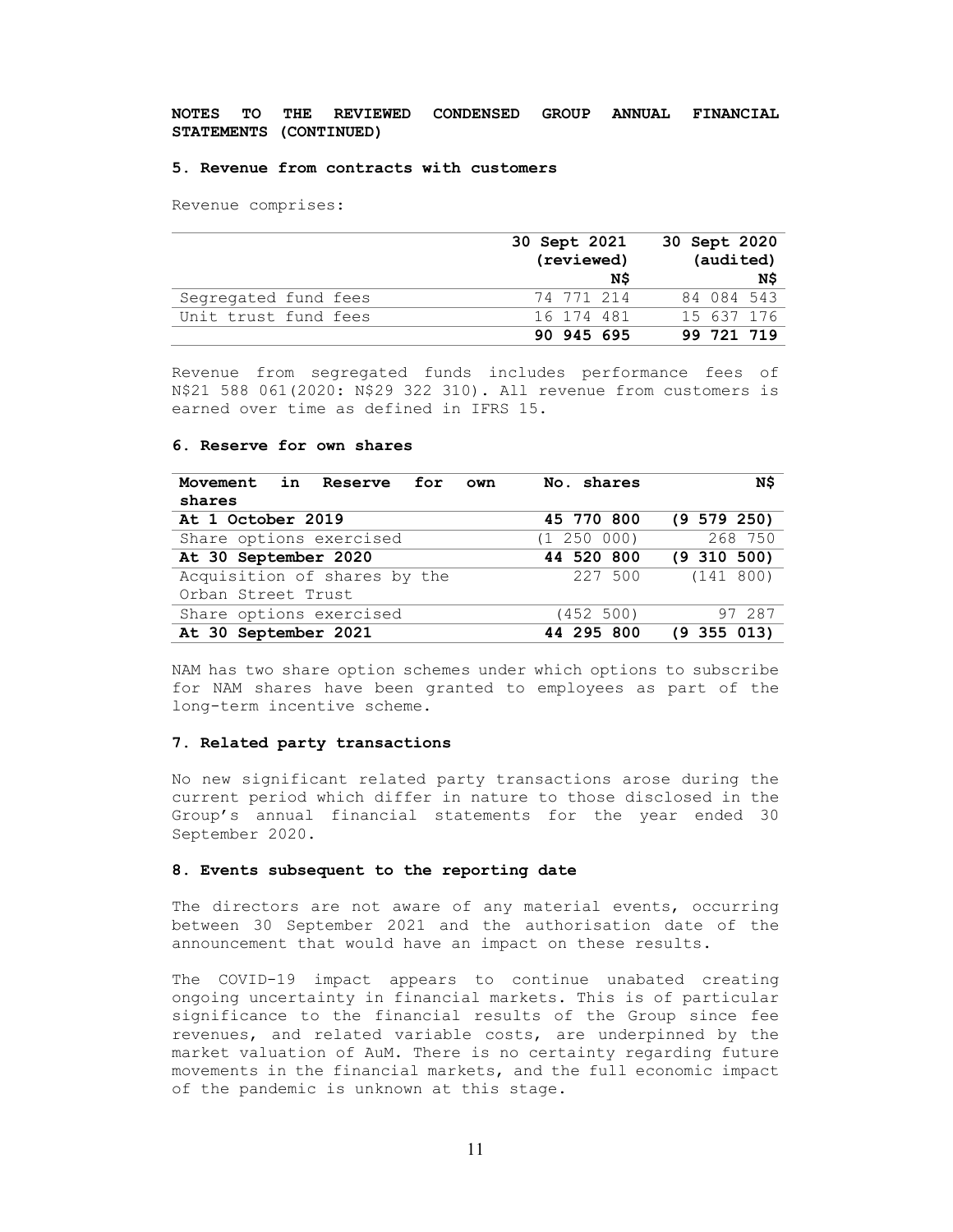**NOTES TO THE REVIEWED CONDENSED GROUP ANNUAL FINANCIAL STATEMENTS (CONTINUED)**

### 5. Revenue from contracts with customers

Revenue comprises:

| | 30 Sept 2021 (reviewed) N$ | 30 Sept 2020 (audited) N$ |
|---|---|---|
| Segregated fund fees | 74 771 214 | 84 084 543 |
| Unit trust fund fees | 16 174 481 | 15 637 176 |
| | **90 945 695** | **99 721 719** |

Revenue from segregated funds includes performance fees of N$21 588 061(2020: N$29 322 310). All revenue from customers is earned over time as defined in IFRS 15.

### 6. Reserve for own shares

| **Movement in Reserve for own shares** | **No. shares** | **N$** |
|---|---|---|
| **At 1 October 2019** | **45 770 800** | **(9 579 250)** |
| Share options exercised | (1 250 000) | 268 750 |
| **At 30 September 2020** | **44 520 800** | **(9 310 500)** |
| Acquisition of shares by the Orban Street Trust | 227 500 | (141 800) |
| Share options exercised | (452 500) | 97 287 |
| **At 30 September 2021** | **44 295 800** | **(9 355 013)** |

NAM has two share option schemes under which options to subscribe for NAM shares have been granted to employees as part of the long-term incentive scheme.

### 7. Related party transactions

No new significant related party transactions arose during the current period which differ in nature to those disclosed in the Group's annual financial statements for the year ended 30 September 2020.

### 8. Events subsequent to the reporting date

The directors are not aware of any material events, occurring between 30 September 2021 and the authorisation date of the announcement that would have an impact on these results.

The COVID-19 impact appears to continue unabated creating ongoing uncertainty in financial markets. This is of particular significance to the financial results of the Group since fee revenues, and related variable costs, are underpinned by the market valuation of AuM. There is no certainty regarding future movements in the financial markets, and the full economic impact of the pandemic is unknown at this stage.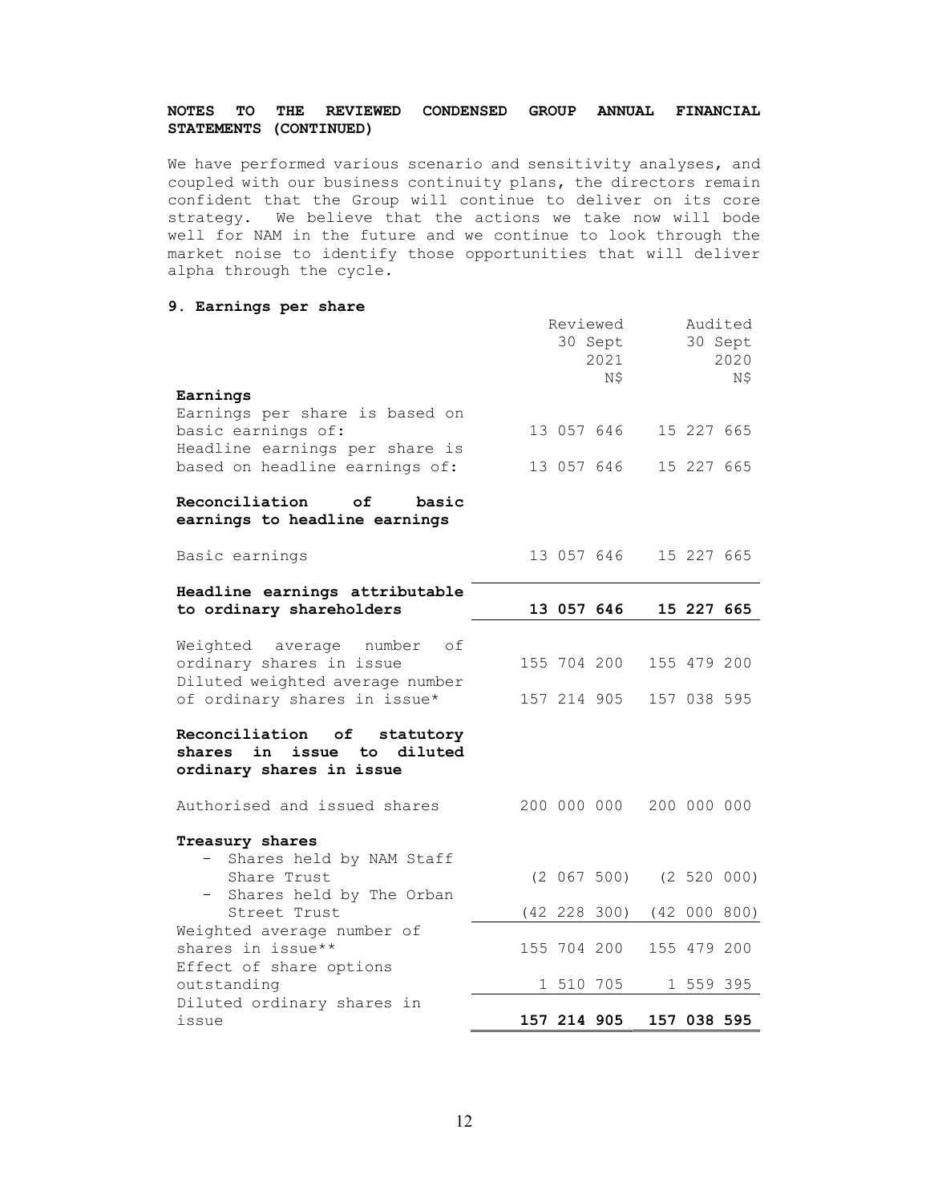**NOTES TO THE REVIEWED CONDENSED GROUP ANNUAL FINANCIAL STATEMENTS (CONTINUED)**

We have performed various scenario and sensitivity analyses, and coupled with our business continuity plans, the directors remain confident that the Group will continue to deliver on its core strategy. We believe that the actions we take now will bode well for NAM in the future and we continue to look through the market noise to identify those opportunities that will deliver alpha through the cycle.

**9. Earnings per share**

| | Reviewed 30 Sept 2021 N$ | Audited 30 Sept 2020 N$ |
|---|---|---|
| **Earnings** | | |
| Earnings per share is based on basic earnings of: | 13 057 646 | 15 227 665 |
| Headline earnings per share is based on headline earnings of: | 13 057 646 | 15 227 665 |
| **Reconciliation of basic earnings to headline earnings** | | |
| Basic earnings | 13 057 646 | 15 227 665 |
| **Headline earnings attributable to ordinary shareholders** | **13 057 646** | **15 227 665** |
| Weighted average number of ordinary shares in issue | 155 704 200 | 155 479 200 |
| Diluted weighted average number of ordinary shares in issue* | 157 214 905 | 157 038 595 |
| **Reconciliation of statutory shares in issue to diluted ordinary shares in issue** | | |
| Authorised and issued shares | 200 000 000 | 200 000 000 |
| **Treasury shares** | | |
| - Shares held by NAM Staff Share Trust | (2 067 500) | (2 520 000) |
| - Shares held by The Orban Street Trust | (42 228 300) | (42 000 800) |
| Weighted average number of shares in issue** | 155 704 200 | 155 479 200 |
| Effect of share options outstanding | 1 510 705 | 1 559 395 |
| Diluted ordinary shares in issue | **157 214 905** | **157 038 595** |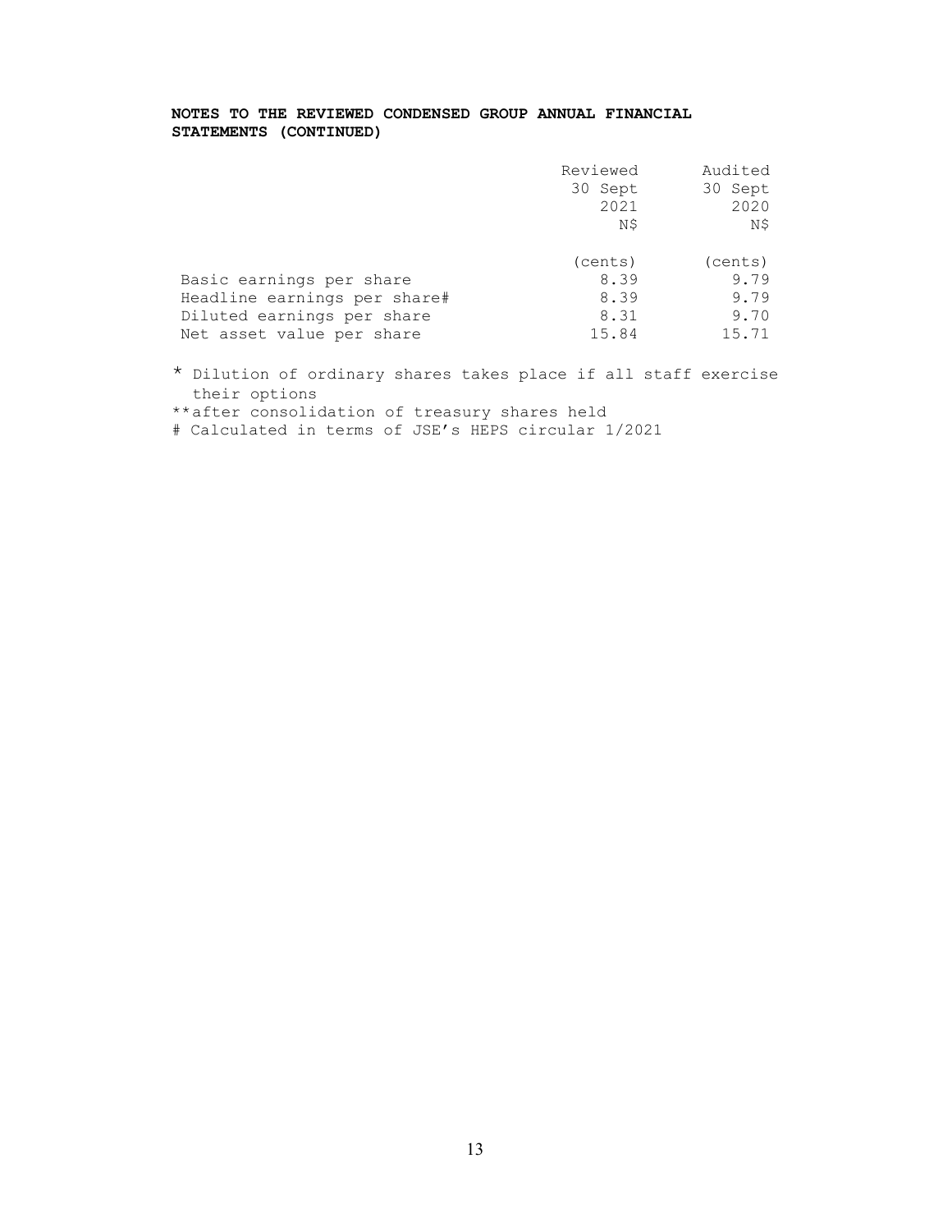**NOTES TO THE REVIEWED CONDENSED GROUP ANNUAL FINANCIAL STATEMENTS (CONTINUED)**

| | Reviewed 30 Sept 2021 N$ | Audited 30 Sept 2020 N$ |
|---|---|---|
| | (cents) | (cents) |
| Basic earnings per share | 8.39 | 9.79 |
| Headline earnings per share# | 8.39 | 9.79 |
| Diluted earnings per share | 8.31 | 9.70 |
| Net asset value per share | 15.84 | 15.71 |

* Dilution of ordinary shares takes place if all staff exercise their options

**after consolidation of treasury shares held

# Calculated in terms of JSE's HEPS circular 1/2021